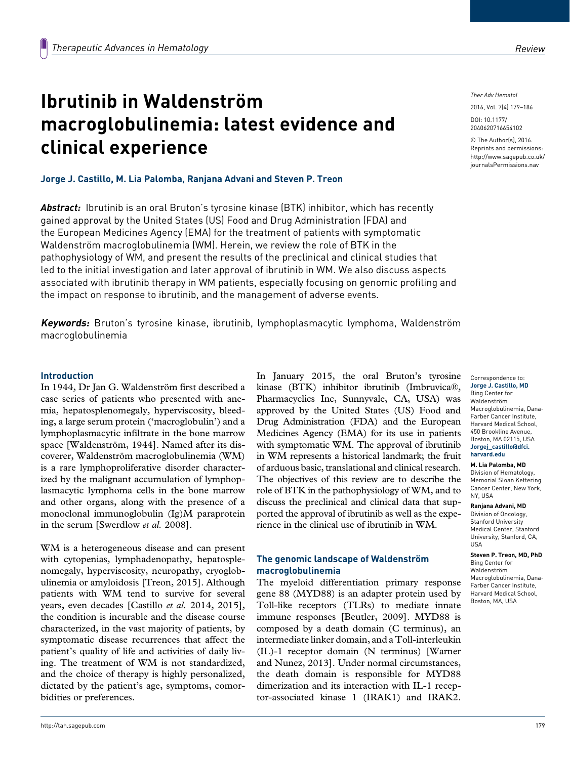Review

# Ibrutinib in Waldenström macroglobulinemia: latest evidence and clinical experience

**Jorge J. Castillo, M. Lia Palomba, Ranjana Advani and Steven P. Treon**

*Ther Adv Hematol*

2016, Vol. 7(4) 179–186

DOI: 10.1177/2040620716654102

© The Author(s), 2016. Reprints and permissions: http://www.sagepub.co.uk/journalsPermissions.nav

***Abstract:*** Ibrutinib is an oral Bruton's tyrosine kinase (BTK) inhibitor, which has recently gained approval by the United States (US) Food and Drug Administration (FDA) and the European Medicines Agency (EMA) for the treatment of patients with symptomatic Waldenström macroglobulinemia (WM). Herein, we review the role of BTK in the pathophysiology of WM, and present the results of the preclinical and clinical studies that led to the initial investigation and later approval of ibrutinib in WM. We also discuss aspects associated with ibrutinib therapy in WM patients, especially focusing on genomic profiling and the impact on response to ibrutinib, and the management of adverse events.

***Keywords:*** Bruton's tyrosine kinase, ibrutinib, lymphoplasmacytic lymphoma, Waldenström macroglobulinemia

Correspondence to:
**Jorge J. Castillo, MD**
Bing Center for Waldenström Macroglobulinemia, Dana-Farber Cancer Institute, Harvard Medical School, 450 Brookline Avenue, Boston, MA 02115, USA
**Jorgej_castillo@dfci.harvard.edu**

**M. Lia Palomba, MD**
Division of Hematology, Memorial Sloan Kettering Cancer Center, New York, NY, USA

**Ranjana Advani, MD**
Division of Oncology, Stanford University Medical Center, Stanford University, Stanford, CA, USA

**Steven P. Treon, MD, PhD**
Bing Center for Waldenström Macroglobulinemia, Dana-Farber Cancer Institute, Harvard Medical School, Boston, MA, USA

## Introduction

In 1944, Dr Jan G. Waldenström first described a case series of patients who presented with anemia, hepatosplenomegaly, hyperviscosity, bleeding, a large serum protein ('macroglobulin') and a lymphoplasmacytic infiltrate in the bone marrow space [Waldenström, 1944]. Named after its discoverer, Waldenström macroglobulinemia (WM) is a rare lymphoproliferative disorder characterized by the malignant accumulation of lymphoplasmacytic lymphoma cells in the bone marrow and other organs, along with the presence of a monoclonal immunoglobulin (Ig)M paraprotein in the serum [Swerdlow *et al.* 2008].

WM is a heterogeneous disease and can present with cytopenias, lymphadenopathy, hepatosplenomegaly, hyperviscosity, neuropathy, cryoglobulinemia or amyloidosis [Treon, 2015]. Although patients with WM tend to survive for several years, even decades [Castillo *et al.* 2014, 2015], the condition is incurable and the disease course characterized, in the vast majority of patients, by symptomatic disease recurrences that affect the patient's quality of life and activities of daily living. The treatment of WM is not standardized, and the choice of therapy is highly personalized, dictated by the patient's age, symptoms, comorbidities or preferences.

In January 2015, the oral Bruton's tyrosine kinase (BTK) inhibitor ibrutinib (Imbruvica®, Pharmacyclics Inc, Sunnyvale, CA, USA) was approved by the United States (US) Food and Drug Administration (FDA) and the European Medicines Agency (EMA) for its use in patients with symptomatic WM. The approval of ibrutinib in WM represents a historical landmark; the fruit of arduous basic, translational and clinical research. The objectives of this review are to describe the role of BTK in the pathophysiology of WM, and to discuss the preclinical and clinical data that supported the approval of ibrutinib as well as the experience in the clinical use of ibrutinib in WM.

## The genomic landscape of Waldenström macroglobulinemia

The myeloid differentiation primary response gene 88 (MYD88) is an adapter protein used by Toll-like receptors (TLRs) to mediate innate immune responses [Beutler, 2009]. MYD88 is composed by a death domain (C terminus), an intermediate linker domain, and a Toll-interleukin (IL)-1 receptor domain (N terminus) [Warner and Nunez, 2013]. Under normal circumstances, the death domain is responsible for MYD88 dimerization and its interaction with IL-1 receptor-associated kinase 1 (IRAK1) and IRAK2.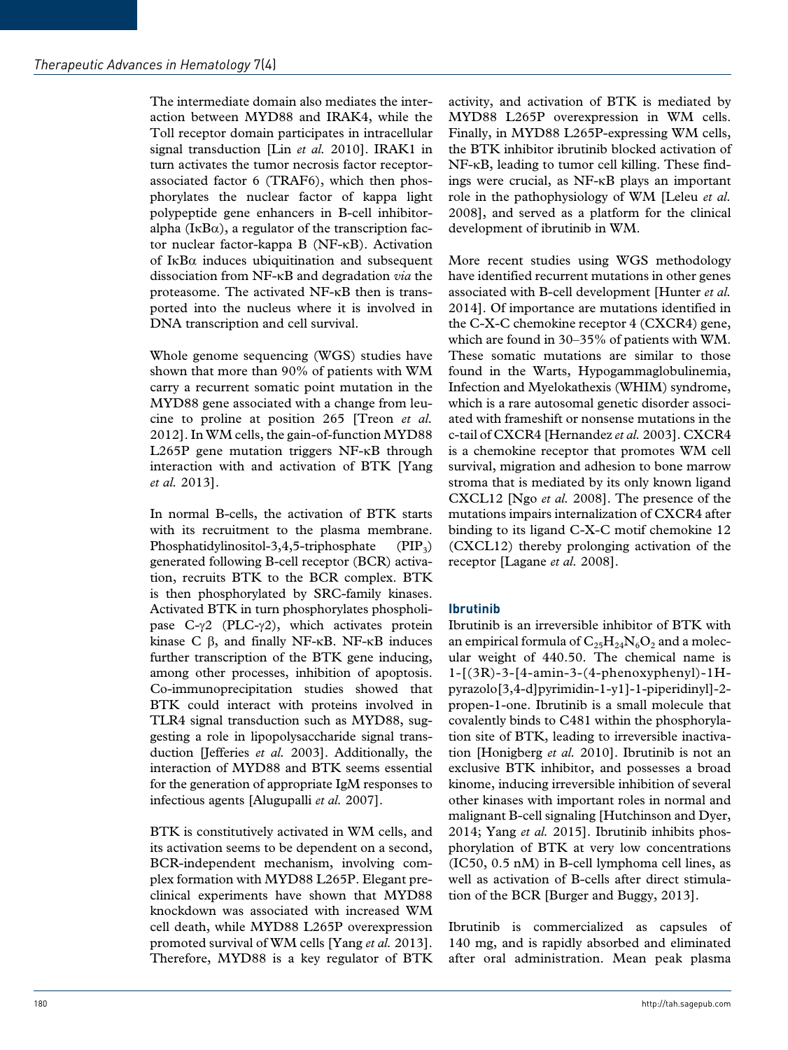The intermediate domain also mediates the interaction between MYD88 and IRAK4, while the Toll receptor domain participates in intracellular signal transduction [Lin *et al.* 2010]. IRAK1 in turn activates the tumor necrosis factor receptor-associated factor 6 (TRAF6), which then phosphorylates the nuclear factor of kappa light polypeptide gene enhancers in B-cell inhibitor-alpha (IκBα), a regulator of the transcription factor nuclear factor-kappa B (NF-κB). Activation of IκBα induces ubiquitination and subsequent dissociation from NF-κB and degradation *via* the proteasome. The activated NF-κB then is transported into the nucleus where it is involved in DNA transcription and cell survival.

Whole genome sequencing (WGS) studies have shown that more than 90% of patients with WM carry a recurrent somatic point mutation in the MYD88 gene associated with a change from leucine to proline at position 265 [Treon *et al.* 2012]. In WM cells, the gain-of-function MYD88 L265P gene mutation triggers NF-κB through interaction with and activation of BTK [Yang *et al.* 2013].

In normal B-cells, the activation of BTK starts with its recruitment to the plasma membrane. Phosphatidylinositol-3,4,5-triphosphate ($PIP_3$) generated following B-cell receptor (BCR) activation, recruits BTK to the BCR complex. BTK is then phosphorylated by SRC-family kinases. Activated BTK in turn phosphorylates phospholipase C-γ2 (PLC-γ2), which activates protein kinase C β, and finally NF-κB. NF-κB induces further transcription of the BTK gene inducing, among other processes, inhibition of apoptosis. Co-immunoprecipitation studies showed that BTK could interact with proteins involved in TLR4 signal transduction such as MYD88, suggesting a role in lipopolysaccharide signal transduction [Jefferies *et al.* 2003]. Additionally, the interaction of MYD88 and BTK seems essential for the generation of appropriate IgM responses to infectious agents [Alugupalli *et al.* 2007].

BTK is constitutively activated in WM cells, and its activation seems to be dependent on a second, BCR-independent mechanism, involving complex formation with MYD88 L265P. Elegant preclinical experiments have shown that MYD88 knockdown was associated with increased WM cell death, while MYD88 L265P overexpression promoted survival of WM cells [Yang *et al.* 2013]. Therefore, MYD88 is a key regulator of BTK activity, and activation of BTK is mediated by MYD88 L265P overexpression in WM cells. Finally, in MYD88 L265P-expressing WM cells, the BTK inhibitor ibrutinib blocked activation of NF-κB, leading to tumor cell killing. These findings were crucial, as NF-κB plays an important role in the pathophysiology of WM [Leleu *et al.* 2008], and served as a platform for the clinical development of ibrutinib in WM.

More recent studies using WGS methodology have identified recurrent mutations in other genes associated with B-cell development [Hunter *et al.* 2014]. Of importance are mutations identified in the C-X-C chemokine receptor 4 (CXCR4) gene, which are found in 30–35% of patients with WM. These somatic mutations are similar to those found in the Warts, Hypogammaglobulinemia, Infection and Myelokathexis (WHIM) syndrome, which is a rare autosomal genetic disorder associated with frameshift or nonsense mutations in the c-tail of CXCR4 [Hernandez *et al.* 2003]. CXCR4 is a chemokine receptor that promotes WM cell survival, migration and adhesion to bone marrow stroma that is mediated by its only known ligand CXCL12 [Ngo *et al.* 2008]. The presence of the mutations impairs internalization of CXCR4 after binding to its ligand C-X-C motif chemokine 12 (CXCL12) thereby prolonging activation of the receptor [Lagane *et al.* 2008].

## Ibrutinib

Ibrutinib is an irreversible inhibitor of BTK with an empirical formula of $C_{25}H_{24}N_6O_2$ and a molecular weight of 440.50. The chemical name is 1-[(3R)-3-[4-amin-3-(4-phenoxyphenyl)-1H-pyrazolo[3,4-d]pyrimidin-1-y1]-1-piperidinyl]-2-propen-1-one. Ibrutinib is a small molecule that covalently binds to C481 within the phosphorylation site of BTK, leading to irreversible inactivation [Honigberg *et al.* 2010]. Ibrutinib is not an exclusive BTK inhibitor, and possesses a broad kinome, inducing irreversible inhibition of several other kinases with important roles in normal and malignant B-cell signaling [Hutchinson and Dyer, 2014; Yang *et al.* 2015]. Ibrutinib inhibits phosphorylation of BTK at very low concentrations (IC50, 0.5 nM) in B-cell lymphoma cell lines, as well as activation of B-cells after direct stimulation of the BCR [Burger and Buggy, 2013].

Ibrutinib is commercialized as capsules of 140 mg, and is rapidly absorbed and eliminated after oral administration. Mean peak plasma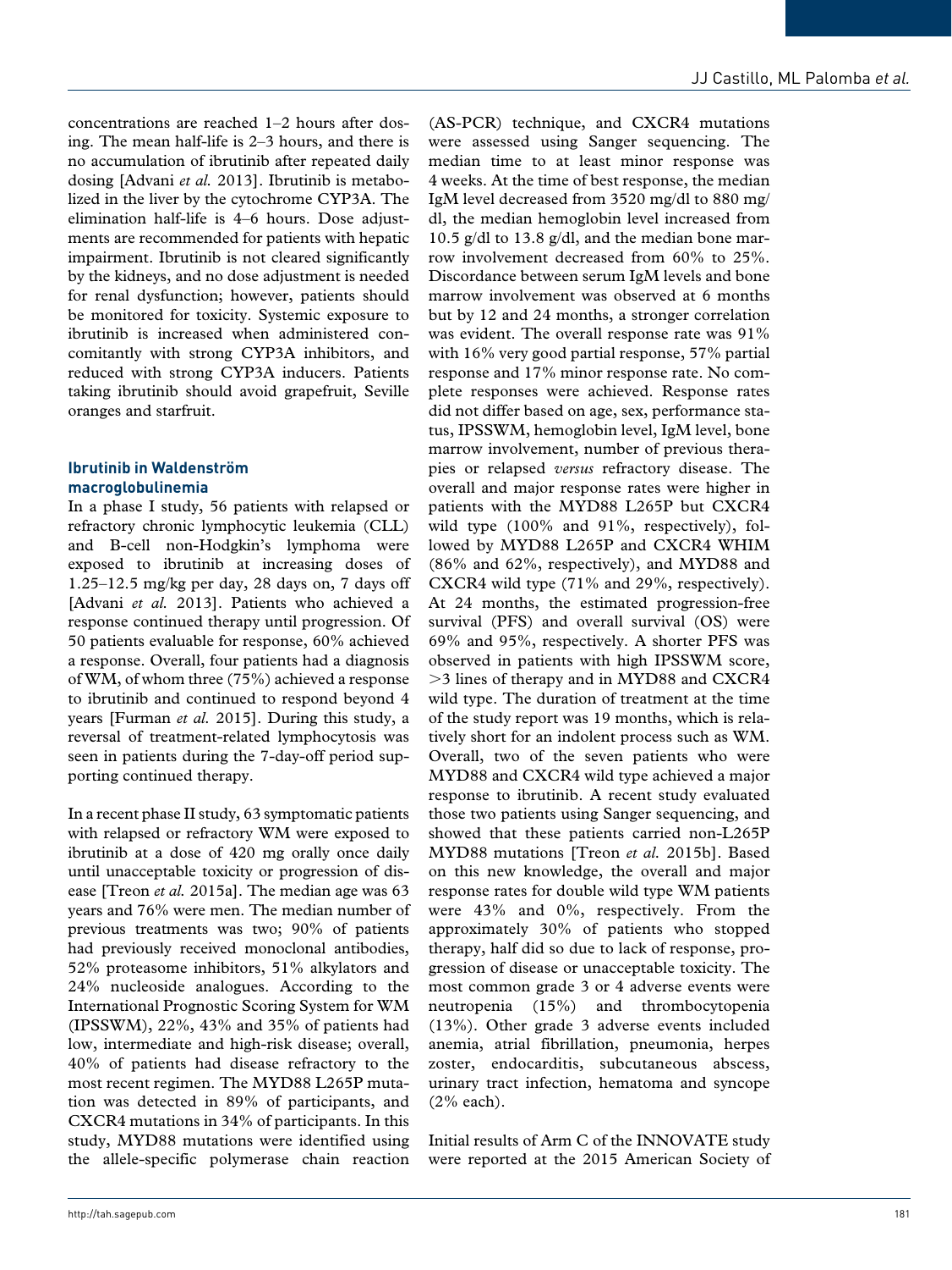concentrations are reached 1–2 hours after dosing. The mean half-life is 2–3 hours, and there is no accumulation of ibrutinib after repeated daily dosing [Advani *et al.* 2013]. Ibrutinib is metabolized in the liver by the cytochrome CYP3A. The elimination half-life is 4–6 hours. Dose adjustments are recommended for patients with hepatic impairment. Ibrutinib is not cleared significantly by the kidneys, and no dose adjustment is needed for renal dysfunction; however, patients should be monitored for toxicity. Systemic exposure to ibrutinib is increased when administered concomitantly with strong CYP3A inhibitors, and reduced with strong CYP3A inducers. Patients taking ibrutinib should avoid grapefruit, Seville oranges and starfruit.

### Ibrutinib in Waldenström macroglobulinemia

In a phase I study, 56 patients with relapsed or refractory chronic lymphocytic leukemia (CLL) and B-cell non-Hodgkin's lymphoma were exposed to ibrutinib at increasing doses of 1.25–12.5 mg/kg per day, 28 days on, 7 days off [Advani *et al.* 2013]. Patients who achieved a response continued therapy until progression. Of 50 patients evaluable for response, 60% achieved a response. Overall, four patients had a diagnosis of WM, of whom three (75%) achieved a response to ibrutinib and continued to respond beyond 4 years [Furman *et al.* 2015]. During this study, a reversal of treatment-related lymphocytosis was seen in patients during the 7-day-off period supporting continued therapy.

In a recent phase II study, 63 symptomatic patients with relapsed or refractory WM were exposed to ibrutinib at a dose of 420 mg orally once daily until unacceptable toxicity or progression of disease [Treon *et al.* 2015a]. The median age was 63 years and 76% were men. The median number of previous treatments was two; 90% of patients had previously received monoclonal antibodies, 52% proteasome inhibitors, 51% alkylators and 24% nucleoside analogues. According to the International Prognostic Scoring System for WM (IPSSWM), 22%, 43% and 35% of patients had low, intermediate and high-risk disease; overall, 40% of patients had disease refractory to the most recent regimen. The MYD88 L265P mutation was detected in 89% of participants, and CXCR4 mutations in 34% of participants. In this study, MYD88 mutations were identified using the allele-specific polymerase chain reaction (AS-PCR) technique, and CXCR4 mutations were assessed using Sanger sequencing. The median time to at least minor response was 4 weeks. At the time of best response, the median IgM level decreased from 3520 mg/dl to 880 mg/dl, the median hemoglobin level increased from 10.5 g/dl to 13.8 g/dl, and the median bone marrow involvement decreased from 60% to 25%. Discordance between serum IgM levels and bone marrow involvement was observed at 6 months but by 12 and 24 months, a stronger correlation was evident. The overall response rate was 91% with 16% very good partial response, 57% partial response and 17% minor response rate. No complete responses were achieved. Response rates did not differ based on age, sex, performance status, IPSSWM, hemoglobin level, IgM level, bone marrow involvement, number of previous therapies or relapsed *versus* refractory disease. The overall and major response rates were higher in patients with the MYD88 L265P but CXCR4 wild type (100% and 91%, respectively), followed by MYD88 L265P and CXCR4 WHIM (86% and 62%, respectively), and MYD88 and CXCR4 wild type (71% and 29%, respectively). At 24 months, the estimated progression-free survival (PFS) and overall survival (OS) were 69% and 95%, respectively. A shorter PFS was observed in patients with high IPSSWM score, >3 lines of therapy and in MYD88 and CXCR4 wild type. The duration of treatment at the time of the study report was 19 months, which is relatively short for an indolent process such as WM. Overall, two of the seven patients who were MYD88 and CXCR4 wild type achieved a major response to ibrutinib. A recent study evaluated those two patients using Sanger sequencing, and showed that these patients carried non-L265P MYD88 mutations [Treon *et al.* 2015b]. Based on this new knowledge, the overall and major response rates for double wild type WM patients were 43% and 0%, respectively. From the approximately 30% of patients who stopped therapy, half did so due to lack of response, progression of disease or unacceptable toxicity. The most common grade 3 or 4 adverse events were neutropenia (15%) and thrombocytopenia (13%). Other grade 3 adverse events included anemia, atrial fibrillation, pneumonia, herpes zoster, endocarditis, subcutaneous abscess, urinary tract infection, hematoma and syncope (2% each).

Initial results of Arm C of the INNOVATE study were reported at the 2015 American Society of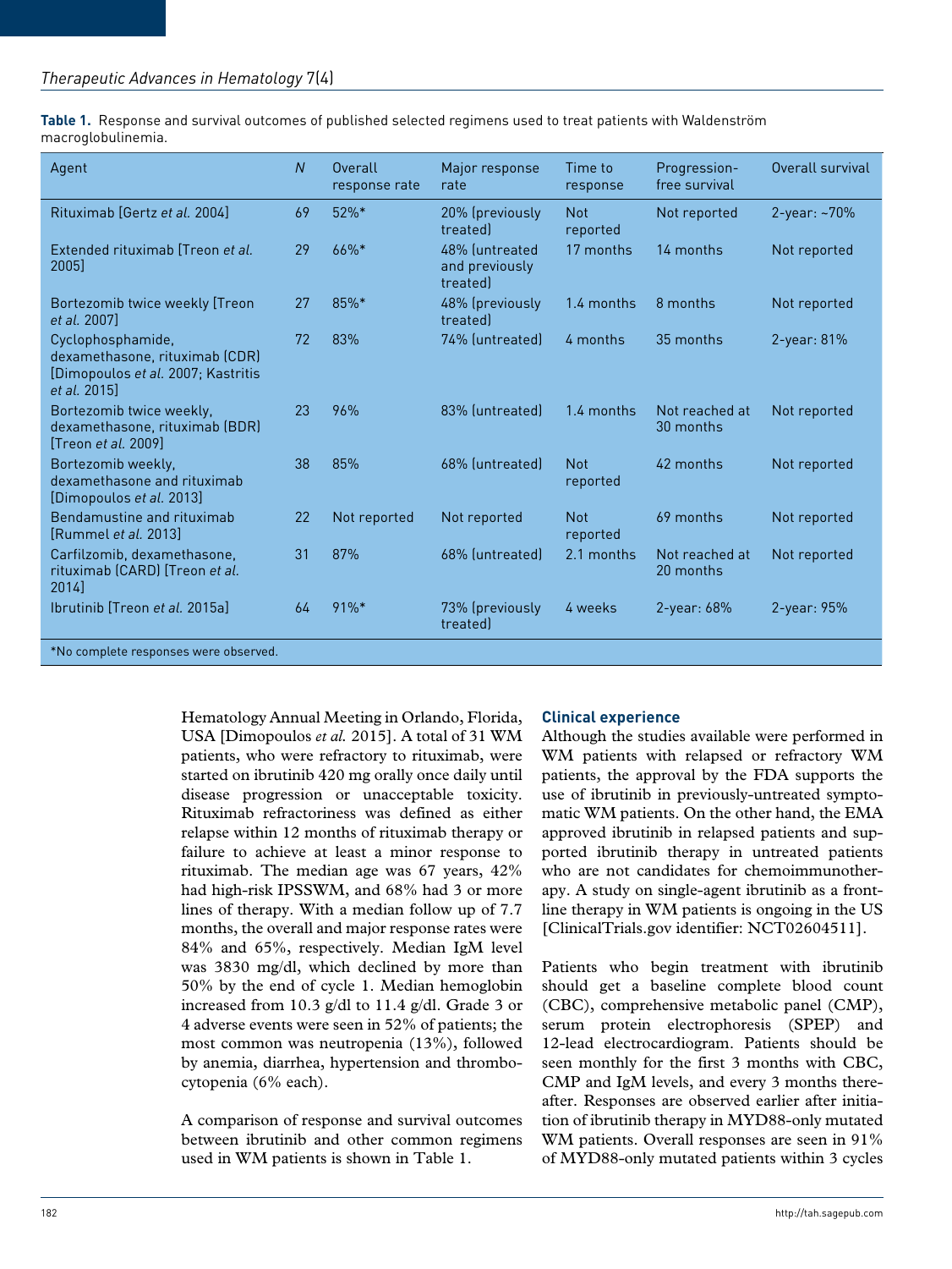**Table 1.** Response and survival outcomes of published selected regimens used to treat patients with Waldenström macroglobulinemia.

| Agent | *N* | Overall response rate | Major response rate | Time to response | Progression-free survival | Overall survival |
|---|---|---|---|---|---|---|
| Rituximab [Gertz *et al.* 2004] | 69 | 52%* | 20% (previously treated) | Not reported | Not reported | 2-year: ~70% |
| Extended rituximab [Treon *et al.* 2005] | 29 | 66%* | 48% (untreated and previously treated) | 17 months | 14 months | Not reported |
| Bortezomib twice weekly [Treon *et al.* 2007] | 27 | 85%* | 48% (previously treated) | 1.4 months | 8 months | Not reported |
| Cyclophosphamide, dexamethasone, rituximab (CDR) [Dimopoulos *et al.* 2007; Kastritis *et al.* 2015] | 72 | 83% | 74% (untreated) | 4 months | 35 months | 2-year: 81% |
| Bortezomib twice weekly, dexamethasone, rituximab (BDR) [Treon *et al.* 2009] | 23 | 96% | 83% (untreated) | 1.4 months | Not reached at 30 months | Not reported |
| Bortezomib weekly, dexamethasone and rituximab [Dimopoulos *et al.* 2013] | 38 | 85% | 68% (untreated) | Not reported | 42 months | Not reported |
| Bendamustine and rituximab [Rummel *et al.* 2013] | 22 | Not reported | Not reported | Not reported | 69 months | Not reported |
| Carfilzomib, dexamethasone, rituximab (CARD) [Treon *et al.* 2014] | 31 | 87% | 68% (untreated) | 2.1 months | Not reached at 20 months | Not reported |
| Ibrutinib [Treon *et al.* 2015a] | 64 | 91%* | 73% (previously treated) | 4 weeks | 2-year: 68% | 2-year: 95% |

*No complete responses were observed.

Hematology Annual Meeting in Orlando, Florida, USA [Dimopoulos *et al.* 2015]. A total of 31 WM patients, who were refractory to rituximab, were started on ibrutinib 420 mg orally once daily until disease progression or unacceptable toxicity. Rituximab refractoriness was defined as either relapse within 12 months of rituximab therapy or failure to achieve at least a minor response to rituximab. The median age was 67 years, 42% had high-risk IPSSWM, and 68% had 3 or more lines of therapy. With a median follow up of 7.7 months, the overall and major response rates were 84% and 65%, respectively. Median IgM level was 3830 mg/dl, which declined by more than 50% by the end of cycle 1. Median hemoglobin increased from 10.3 g/dl to 11.4 g/dl. Grade 3 or 4 adverse events were seen in 52% of patients; the most common was neutropenia (13%), followed by anemia, diarrhea, hypertension and thrombocytopenia (6% each).

A comparison of response and survival outcomes between ibrutinib and other common regimens used in WM patients is shown in Table 1.

## Clinical experience

Although the studies available were performed in WM patients with relapsed or refractory WM patients, the approval by the FDA supports the use of ibrutinib in previously-untreated symptomatic WM patients. On the other hand, the EMA approved ibrutinib in relapsed patients and supported ibrutinib therapy in untreated patients who are not candidates for chemoimmunotherapy. A study on single-agent ibrutinib as a frontline therapy in WM patients is ongoing in the US [ClinicalTrials.gov identifier: NCT02604511].

Patients who begin treatment with ibrutinib should get a baseline complete blood count (CBC), comprehensive metabolic panel (CMP), serum protein electrophoresis (SPEP) and 12-lead electrocardiogram. Patients should be seen monthly for the first 3 months with CBC, CMP and IgM levels, and every 3 months thereafter. Responses are observed earlier after initiation of ibrutinib therapy in MYD88-only mutated WM patients. Overall responses are seen in 91% of MYD88-only mutated patients within 3 cycles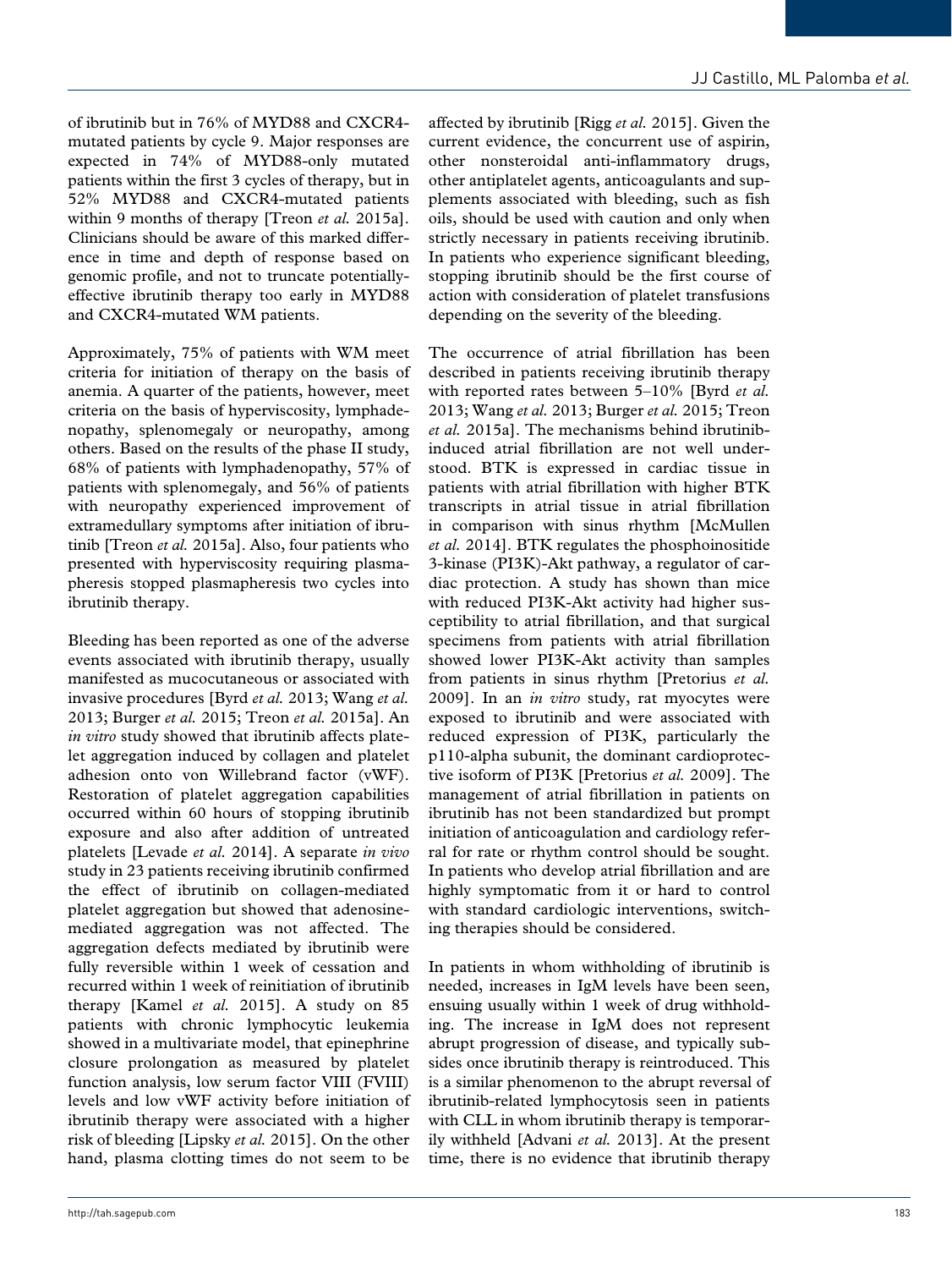of ibrutinib but in 76% of MYD88 and CXCR4-mutated patients by cycle 9. Major responses are expected in 74% of MYD88-only mutated patients within the first 3 cycles of therapy, but in 52% MYD88 and CXCR4-mutated patients within 9 months of therapy [Treon *et al.* 2015a]. Clinicians should be aware of this marked difference in time and depth of response based on genomic profile, and not to truncate potentially-effective ibrutinib therapy too early in MYD88 and CXCR4-mutated WM patients.

Approximately, 75% of patients with WM meet criteria for initiation of therapy on the basis of anemia. A quarter of the patients, however, meet criteria on the basis of hyperviscosity, lymphadenopathy, splenomegaly or neuropathy, among others. Based on the results of the phase II study, 68% of patients with lymphadenopathy, 57% of patients with splenomegaly, and 56% of patients with neuropathy experienced improvement of extramedullary symptoms after initiation of ibrutinib [Treon *et al.* 2015a]. Also, four patients who presented with hyperviscosity requiring plasmapheresis stopped plasmapheresis two cycles into ibrutinib therapy.

Bleeding has been reported as one of the adverse events associated with ibrutinib therapy, usually manifested as mucocutaneous or associated with invasive procedures [Byrd *et al.* 2013; Wang *et al.* 2013; Burger *et al.* 2015; Treon *et al.* 2015a]. An *in vitro* study showed that ibrutinib affects platelet aggregation induced by collagen and platelet adhesion onto von Willebrand factor (vWF). Restoration of platelet aggregation capabilities occurred within 60 hours of stopping ibrutinib exposure and also after addition of untreated platelets [Levade *et al.* 2014]. A separate *in vivo* study in 23 patients receiving ibrutinib confirmed the effect of ibrutinib on collagen-mediated platelet aggregation but showed that adenosine-mediated aggregation was not affected. The aggregation defects mediated by ibrutinib were fully reversible within 1 week of cessation and recurred within 1 week of reinitiation of ibrutinib therapy [Kamel *et al.* 2015]. A study on 85 patients with chronic lymphocytic leukemia showed in a multivariate model, that epinephrine closure prolongation as measured by platelet function analysis, low serum factor VIII (FVIII) levels and low vWF activity before initiation of ibrutinib therapy were associated with a higher risk of bleeding [Lipsky *et al.* 2015]. On the other hand, plasma clotting times do not seem to be affected by ibrutinib [Rigg *et al.* 2015]. Given the current evidence, the concurrent use of aspirin, other nonsteroidal anti-inflammatory drugs, other antiplatelet agents, anticoagulants and supplements associated with bleeding, such as fish oils, should be used with caution and only when strictly necessary in patients receiving ibrutinib. In patients who experience significant bleeding, stopping ibrutinib should be the first course of action with consideration of platelet transfusions depending on the severity of the bleeding.

The occurrence of atrial fibrillation has been described in patients receiving ibrutinib therapy with reported rates between 5–10% [Byrd *et al.* 2013; Wang *et al.* 2013; Burger *et al.* 2015; Treon *et al.* 2015a]. The mechanisms behind ibrutinib-induced atrial fibrillation are not well understood. BTK is expressed in cardiac tissue in patients with atrial fibrillation with higher BTK transcripts in atrial tissue in atrial fibrillation in comparison with sinus rhythm [McMullen *et al.* 2014]. BTK regulates the phosphoinositide 3-kinase (PI3K)-Akt pathway, a regulator of cardiac protection. A study has shown than mice with reduced PI3K-Akt activity had higher susceptibility to atrial fibrillation, and that surgical specimens from patients with atrial fibrillation showed lower PI3K-Akt activity than samples from patients in sinus rhythm [Pretorius *et al.* 2009]. In an *in vitro* study, rat myocytes were exposed to ibrutinib and were associated with reduced expression of PI3K, particularly the p110-alpha subunit, the dominant cardioprotective isoform of PI3K [Pretorius *et al.* 2009]. The management of atrial fibrillation in patients on ibrutinib has not been standardized but prompt initiation of anticoagulation and cardiology referral for rate or rhythm control should be sought. In patients who develop atrial fibrillation and are highly symptomatic from it or hard to control with standard cardiologic interventions, switching therapies should be considered.

In patients in whom withholding of ibrutinib is needed, increases in IgM levels have been seen, ensuing usually within 1 week of drug withholding. The increase in IgM does not represent abrupt progression of disease, and typically subsides once ibrutinib therapy is reintroduced. This is a similar phenomenon to the abrupt reversal of ibrutinib-related lymphocytosis seen in patients with CLL in whom ibrutinib therapy is temporarily withheld [Advani *et al.* 2013]. At the present time, there is no evidence that ibrutinib therapy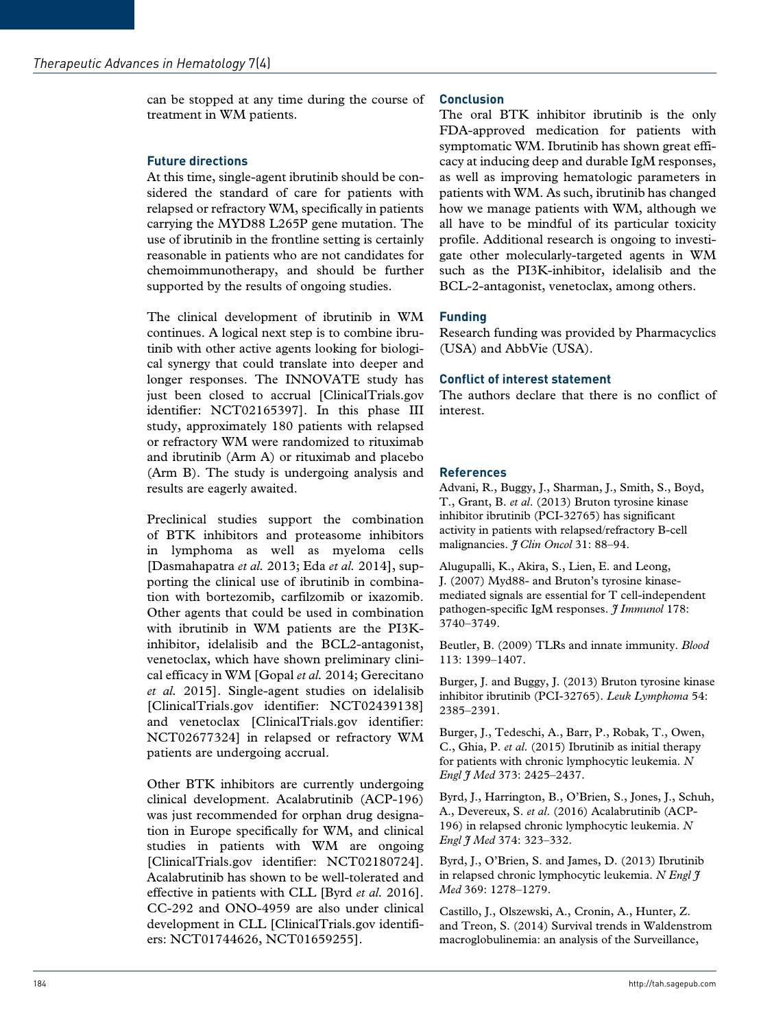can be stopped at any time during the course of treatment in WM patients.

## Future directions

At this time, single-agent ibrutinib should be considered the standard of care for patients with relapsed or refractory WM, specifically in patients carrying the MYD88 L265P gene mutation. The use of ibrutinib in the frontline setting is certainly reasonable in patients who are not candidates for chemoimmunotherapy, and should be further supported by the results of ongoing studies.

The clinical development of ibrutinib in WM continues. A logical next step is to combine ibrutinib with other active agents looking for biological synergy that could translate into deeper and longer responses. The INNOVATE study has just been closed to accrual [ClinicalTrials.gov identifier: NCT02165397]. In this phase III study, approximately 180 patients with relapsed or refractory WM were randomized to rituximab and ibrutinib (Arm A) or rituximab and placebo (Arm B). The study is undergoing analysis and results are eagerly awaited.

Preclinical studies support the combination of BTK inhibitors and proteasome inhibitors in lymphoma as well as myeloma cells [Dasmahapatra *et al.* 2013; Eda *et al.* 2014], supporting the clinical use of ibrutinib in combination with bortezomib, carfilzomib or ixazomib. Other agents that could be used in combination with ibrutinib in WM patients are the PI3K-inhibitor, idelalisib and the BCL2-antagonist, venetoclax, which have shown preliminary clinical efficacy in WM [Gopal *et al.* 2014; Gerecitano *et al.* 2015]. Single-agent studies on idelalisib [ClinicalTrials.gov identifier: NCT02439138] and venetoclax [ClinicalTrials.gov identifier: NCT02677324] in relapsed or refractory WM patients are undergoing accrual.

Other BTK inhibitors are currently undergoing clinical development. Acalabrutinib (ACP-196) was just recommended for orphan drug designation in Europe specifically for WM, and clinical studies in patients with WM are ongoing [ClinicalTrials.gov identifier: NCT02180724]. Acalabrutinib has shown to be well-tolerated and effective in patients with CLL [Byrd *et al.* 2016]. CC-292 and ONO-4959 are also under clinical development in CLL [ClinicalTrials.gov identifiers: NCT01744626, NCT01659255].

## Conclusion

The oral BTK inhibitor ibrutinib is the only FDA-approved medication for patients with symptomatic WM. Ibrutinib has shown great efficacy at inducing deep and durable IgM responses, as well as improving hematologic parameters in patients with WM. As such, ibrutinib has changed how we manage patients with WM, although we all have to be mindful of its particular toxicity profile. Additional research is ongoing to investigate other molecularly-targeted agents in WM such as the PI3K-inhibitor, idelalisib and the BCL-2-antagonist, venetoclax, among others.

## Funding

Research funding was provided by Pharmacyclics (USA) and AbbVie (USA).

## Conflict of interest statement

The authors declare that there is no conflict of interest.

## References

Advani, R., Buggy, J., Sharman, J., Smith, S., Boyd, T., Grant, B. *et al.* (2013) Bruton tyrosine kinase inhibitor ibrutinib (PCI-32765) has significant activity in patients with relapsed/refractory B-cell malignancies. *J Clin Oncol* 31: 88–94.

Alugupalli, K., Akira, S., Lien, E. and Leong, J. (2007) Myd88- and Bruton's tyrosine kinase-mediated signals are essential for T cell-independent pathogen-specific IgM responses. *J Immunol* 178: 3740–3749.

Beutler, B. (2009) TLRs and innate immunity. *Blood* 113: 1399–1407.

Burger, J. and Buggy, J. (2013) Bruton tyrosine kinase inhibitor ibrutinib (PCI-32765). *Leuk Lymphoma* 54: 2385–2391.

Burger, J., Tedeschi, A., Barr, P., Robak, T., Owen, C., Ghia, P. *et al.* (2015) Ibrutinib as initial therapy for patients with chronic lymphocytic leukemia. *N Engl J Med* 373: 2425–2437.

Byrd, J., Harrington, B., O'Brien, S., Jones, J., Schuh, A., Devereux, S. *et al.* (2016) Acalabrutinib (ACP-196) in relapsed chronic lymphocytic leukemia. *N Engl J Med* 374: 323–332.

Byrd, J., O'Brien, S. and James, D. (2013) Ibrutinib in relapsed chronic lymphocytic leukemia. *N Engl J Med* 369: 1278–1279.

Castillo, J., Olszewski, A., Cronin, A., Hunter, Z. and Treon, S. (2014) Survival trends in Waldenstrom macroglobulinemia: an analysis of the Surveillance,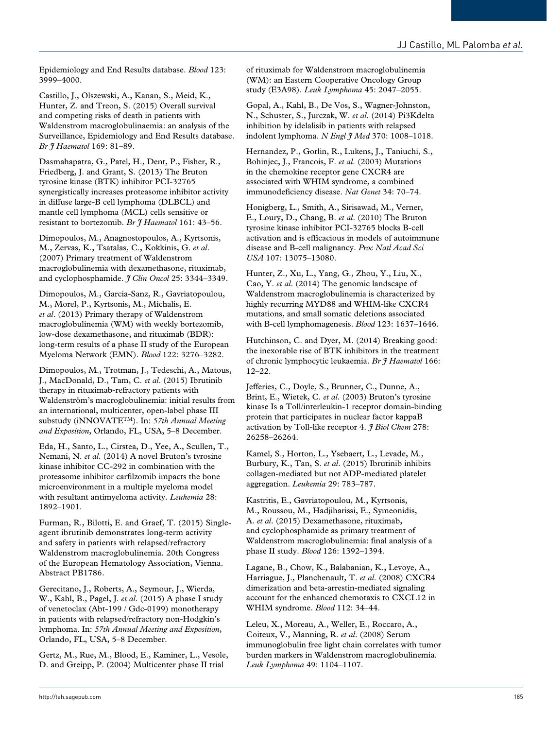Epidemiology and End Results database. *Blood* 123: 3999–4000.

Castillo, J., Olszewski, A., Kanan, S., Meid, K., Hunter, Z. and Treon, S. (2015) Overall survival and competing risks of death in patients with Waldenstrom macroglobulinaemia: an analysis of the Surveillance, Epidemiology and End Results database. *Br J Haematol* 169: 81–89.

Dasmahapatra, G., Patel, H., Dent, P., Fisher, R., Friedberg, J. and Grant, S. (2013) The Bruton tyrosine kinase (BTK) inhibitor PCI-32765 synergistically increases proteasome inhibitor activity in diffuse large-B cell lymphoma (DLBCL) and mantle cell lymphoma (MCL) cells sensitive or resistant to bortezomib. *Br J Haematol* 161: 43–56.

Dimopoulos, M., Anagnostopoulos, A., Kyrtsonis, M., Zervas, K., Tsatalas, C., Kokkinis, G. *et al*. (2007) Primary treatment of Waldenstrom macroglobulinemia with dexamethasone, rituximab, and cyclophosphamide. *J Clin Oncol* 25: 3344–3349.

Dimopoulos, M., Garcia-Sanz, R., Gavriatopoulou, M., Morel, P., Kyrtsonis, M., Michalis, E. *et al*. (2013) Primary therapy of Waldenstrom macroglobulinemia (WM) with weekly bortezomib, low-dose dexamethasone, and rituximab (BDR): long-term results of a phase II study of the European Myeloma Network (EMN). *Blood* 122: 3276–3282.

Dimopoulos, M., Trotman, J., Tedeschi, A., Matous, J., MacDonald, D., Tam, C. *et al*. (2015) Ibrutinib therapy in rituximab-refractory patients with Waldenström's macroglobulinemia: initial results from an international, multicenter, open-label phase III substudy (iNNOVATE™). In: *57th Annual Meeting and Exposition*, Orlando, FL, USA, 5–8 December.

Eda, H., Santo, L., Cirstea, D., Yee, A., Scullen, T., Nemani, N. *et al*. (2014) A novel Bruton's tyrosine kinase inhibitor CC-292 in combination with the proteasome inhibitor carfilzomib impacts the bone microenvironment in a multiple myeloma model with resultant antimyeloma activity. *Leukemia* 28: 1892–1901.

Furman, R., Bilotti, E. and Graef, T. (2015) Single-agent ibrutinib demonstrates long-term activity and safety in patients with relapsed/refractory Waldenstrom macroglobulinemia. 20th Congress of the European Hematology Association, Vienna. Abstract PB1786.

Gerecitano, J., Roberts, A., Seymour, J., Wierda, W., Kahl, B., Pagel, J. *et al*. (2015) A phase I study of venetoclax (Abt-199 / Gdc-0199) monotherapy in patients with relapsed/refractory non-Hodgkin's lymphoma. In: *57th Annual Meeting and Exposition*, Orlando, FL, USA, 5–8 December.

Gertz, M., Rue, M., Blood, E., Kaminer, L., Vesole, D. and Greipp, P. (2004) Multicenter phase II trial of rituximab for Waldenstrom macroglobulinemia (WM): an Eastern Cooperative Oncology Group study (E3A98). *Leuk Lymphoma* 45: 2047–2055.

Gopal, A., Kahl, B., De Vos, S., Wagner-Johnston, N., Schuster, S., Jurczak, W. *et al*. (2014) Pi3Kdelta inhibition by idelalisib in patients with relapsed indolent lymphoma. *N Engl J Med* 370: 1008–1018.

Hernandez, P., Gorlin, R., Lukens, J., Taniuchi, S., Bohinjec, J., Francois, F. *et al*. (2003) Mutations in the chemokine receptor gene CXCR4 are associated with WHIM syndrome, a combined immunodeficiency disease. *Nat Genet* 34: 70–74.

Honigberg, L., Smith, A., Sirisawad, M., Verner, E., Loury, D., Chang, B. *et al*. (2010) The Bruton tyrosine kinase inhibitor PCI-32765 blocks B-cell activation and is efficacious in models of autoimmune disease and B-cell malignancy. *Proc Natl Acad Sci USA* 107: 13075–13080.

Hunter, Z., Xu, L., Yang, G., Zhou, Y., Liu, X., Cao, Y. *et al*. (2014) The genomic landscape of Waldenstrom macroglobulinemia is characterized by highly recurring MYD88 and WHIM-like CXCR4 mutations, and small somatic deletions associated with B-cell lymphomagenesis. *Blood* 123: 1637–1646.

Hutchinson, C. and Dyer, M. (2014) Breaking good: the inexorable rise of BTK inhibitors in the treatment of chronic lymphocytic leukaemia. *Br J Haematol* 166: 12–22.

Jefferies, C., Doyle, S., Brunner, C., Dunne, A., Brint, E., Wietek, C. *et al*. (2003) Bruton's tyrosine kinase Is a Toll/interleukin-1 receptor domain-binding protein that participates in nuclear factor kappaB activation by Toll-like receptor 4. *J Biol Chem* 278: 26258–26264.

Kamel, S., Horton, L., Ysebaert, L., Levade, M., Burbury, K., Tan, S. *et al*. (2015) Ibrutinib inhibits collagen-mediated but not ADP-mediated platelet aggregation. *Leukemia* 29: 783–787.

Kastritis, E., Gavriatopoulou, M., Kyrtsonis, M., Roussou, M., Hadjiharissi, E., Symeonidis, A. *et al*. (2015) Dexamethasone, rituximab, and cyclophosphamide as primary treatment of Waldenstrom macroglobulinemia: final analysis of a phase II study. *Blood* 126: 1392–1394.

Lagane, B., Chow, K., Balabanian, K., Levoye, A., Harriague, J., Planchenault, T. *et al*. (2008) CXCR4 dimerization and beta-arrestin-mediated signaling account for the enhanced chemotaxis to CXCL12 in WHIM syndrome. *Blood* 112: 34–44.

Leleu, X., Moreau, A., Weller, E., Roccaro, A., Coiteux, V., Manning, R. *et al*. (2008) Serum immunoglobulin free light chain correlates with tumor burden markers in Waldenstrom macroglobulinemia. *Leuk Lymphoma* 49: 1104–1107.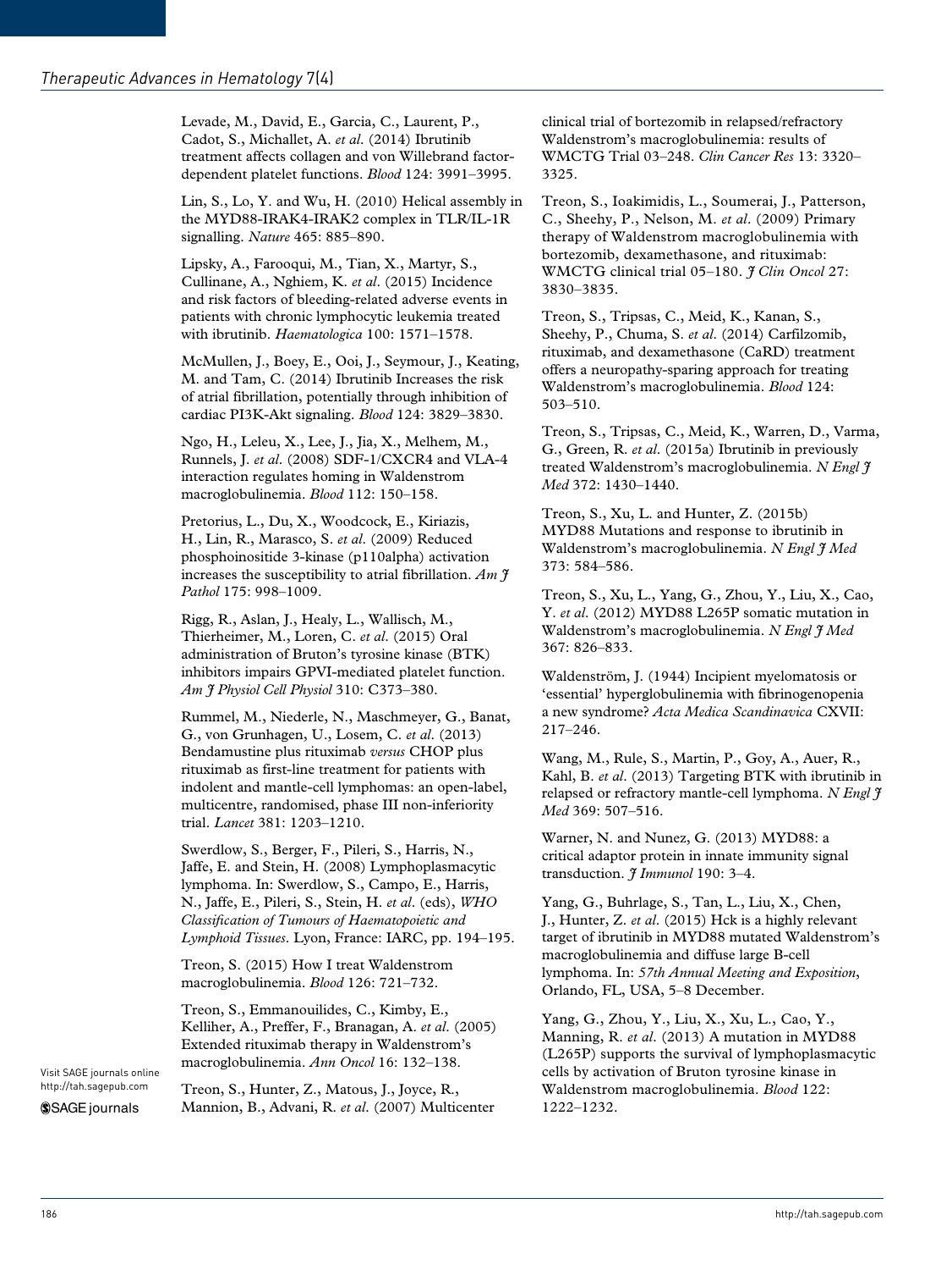Levade, M., David, E., Garcia, C., Laurent, P., Cadot, S., Michallet, A. *et al*. (2014) Ibrutinib treatment affects collagen and von Willebrand factor-dependent platelet functions. *Blood* 124: 3991–3995.

Lin, S., Lo, Y. and Wu, H. (2010) Helical assembly in the MYD88-IRAK4-IRAK2 complex in TLR/IL-1R signalling. *Nature* 465: 885–890.

Lipsky, A., Farooqui, M., Tian, X., Martyr, S., Cullinane, A., Nghiem, K. *et al*. (2015) Incidence and risk factors of bleeding-related adverse events in patients with chronic lymphocytic leukemia treated with ibrutinib. *Haematologica* 100: 1571–1578.

McMullen, J., Boey, E., Ooi, J., Seymour, J., Keating, M. and Tam, C. (2014) Ibrutinib Increases the risk of atrial fibrillation, potentially through inhibition of cardiac PI3K-Akt signaling. *Blood* 124: 3829–3830.

Ngo, H., Leleu, X., Lee, J., Jia, X., Melhem, M., Runnels, J. *et al*. (2008) SDF-1/CXCR4 and VLA-4 interaction regulates homing in Waldenstrom macroglobulinemia. *Blood* 112: 150–158.

Pretorius, L., Du, X., Woodcock, E., Kiriazis, H., Lin, R., Marasco, S. *et al*. (2009) Reduced phosphoinositide 3-kinase (p110alpha) activation increases the susceptibility to atrial fibrillation. *Am J Pathol* 175: 998–1009.

Rigg, R., Aslan, J., Healy, L., Wallisch, M., Thierheimer, M., Loren, C. *et al*. (2015) Oral administration of Bruton's tyrosine kinase (BTK) inhibitors impairs GPVI-mediated platelet function. *Am J Physiol Cell Physiol* 310: C373–380.

Rummel, M., Niederle, N., Maschmeyer, G., Banat, G., von Grunhagen, U., Losem, C. *et al*. (2013) Bendamustine plus rituximab *versus* CHOP plus rituximab as first-line treatment for patients with indolent and mantle-cell lymphomas: an open-label, multicentre, randomised, phase III non-inferiority trial. *Lancet* 381: 1203–1210.

Swerdlow, S., Berger, F., Pileri, S., Harris, N., Jaffe, E. and Stein, H. (2008) Lymphoplasmacytic lymphoma. In: Swerdlow, S., Campo, E., Harris, N., Jaffe, E., Pileri, S., Stein, H. *et al*. (eds), *WHO Classification of Tumours of Haematopoietic and Lymphoid Tissues*. Lyon, France: IARC, pp. 194–195.

Treon, S. (2015) How I treat Waldenstrom macroglobulinemia. *Blood* 126: 721–732.

Treon, S., Emmanouilides, C., Kimby, E., Kelliher, A., Preffer, F., Branagan, A. *et al*. (2005) Extended rituximab therapy in Waldenstrom's macroglobulinemia. *Ann Oncol* 16: 132–138.

Treon, S., Hunter, Z., Matous, J., Joyce, R., Mannion, B., Advani, R. *et al*. (2007) Multicenter clinical trial of bortezomib in relapsed/refractory Waldenstrom's macroglobulinemia: results of WMCTG Trial 03–248. *Clin Cancer Res* 13: 3320–3325.

Treon, S., Ioakimidis, L., Soumerai, J., Patterson, C., Sheehy, P., Nelson, M. *et al*. (2009) Primary therapy of Waldenstrom macroglobulinemia with bortezomib, dexamethasone, and rituximab: WMCTG clinical trial 05–180. *J Clin Oncol* 27: 3830–3835.

Treon, S., Tripsas, C., Meid, K., Kanan, S., Sheehy, P., Chuma, S. *et al*. (2014) Carfilzomib, rituximab, and dexamethasone (CaRD) treatment offers a neuropathy-sparing approach for treating Waldenstrom's macroglobulinemia. *Blood* 124: 503–510.

Treon, S., Tripsas, C., Meid, K., Warren, D., Varma, G., Green, R. *et al*. (2015a) Ibrutinib in previously treated Waldenstrom's macroglobulinemia. *N Engl J Med* 372: 1430–1440.

Treon, S., Xu, L. and Hunter, Z. (2015b) MYD88 Mutations and response to ibrutinib in Waldenstrom's macroglobulinemia. *N Engl J Med* 373: 584–586.

Treon, S., Xu, L., Yang, G., Zhou, Y., Liu, X., Cao, Y. *et al*. (2012) MYD88 L265P somatic mutation in Waldenstrom's macroglobulinemia. *N Engl J Med* 367: 826–833.

Waldenström, J. (1944) Incipient myelomatosis or 'essential' hyperglobulinemia with fibrinogenopenia a new syndrome? *Acta Medica Scandinavica* CXVII: 217–246.

Wang, M., Rule, S., Martin, P., Goy, A., Auer, R., Kahl, B. *et al*. (2013) Targeting BTK with ibrutinib in relapsed or refractory mantle-cell lymphoma. *N Engl J Med* 369: 507–516.

Warner, N. and Nunez, G. (2013) MYD88: a critical adaptor protein in innate immunity signal transduction. *J Immunol* 190: 3–4.

Yang, G., Buhrlage, S., Tan, L., Liu, X., Chen, J., Hunter, Z. *et al*. (2015) Hck is a highly relevant target of ibrutinib in MYD88 mutated Waldenstrom's macroglobulinemia and diffuse large B-cell lymphoma. In: *57th Annual Meeting and Exposition*, Orlando, FL, USA, 5–8 December.

Yang, G., Zhou, Y., Liu, X., Xu, L., Cao, Y., Manning, R. *et al*. (2013) A mutation in MYD88 (L265P) supports the survival of lymphoplasmacytic cells by activation of Bruton tyrosine kinase in Waldenstrom macroglobulinemia. *Blood* 122: 1222–1232.

Visit SAGE journals online http://tah.sagepub.com

SAGE journals